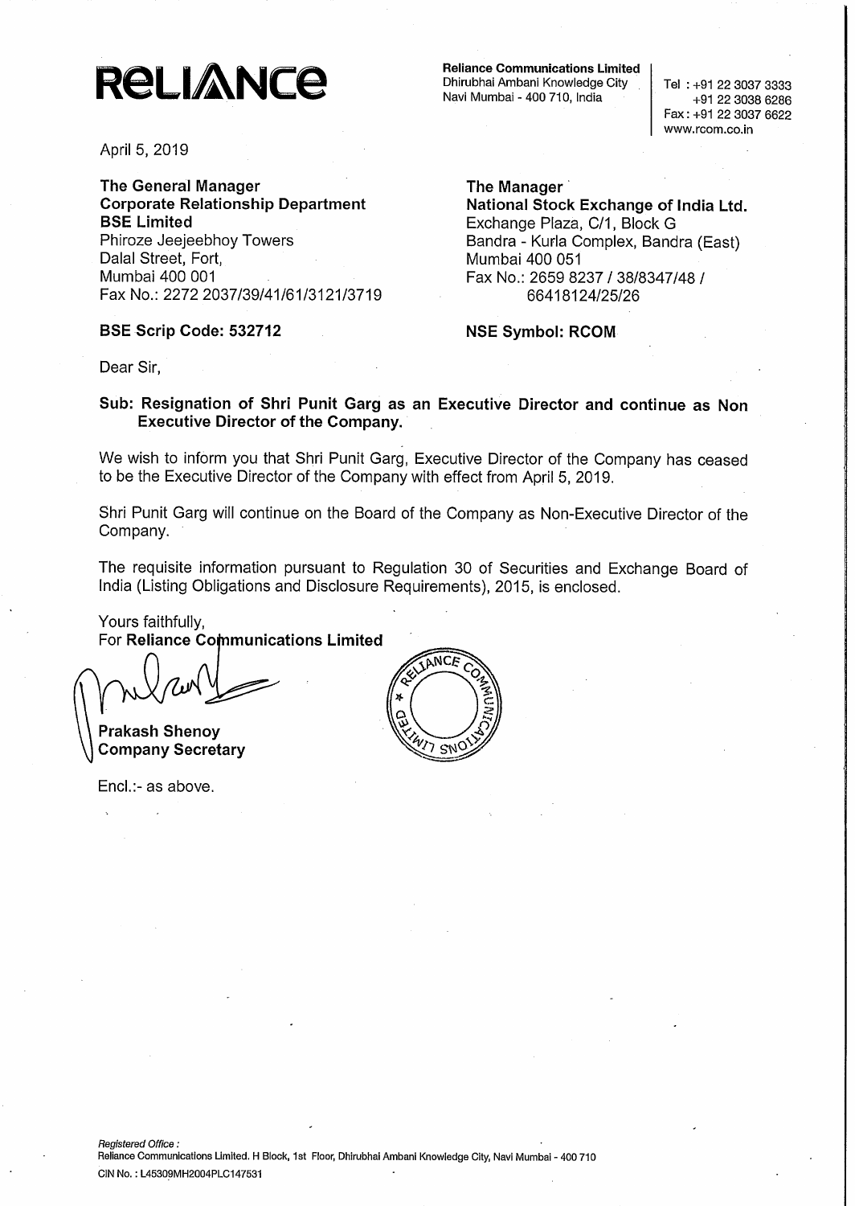**RELIANCE**

**Reliance Communications Limited**
Dhirubhai Ambani Knowledge City
Navi Mumbai - 400 710, India

Tel : +91 22 3037 3333
+91 22 3038 6286
Fax : +91 22 3037 6622
www.rcom.co.in

April 5, 2019

**The General Manager**
**Corporate Relationship Department**
**BSE Limited**
Phiroze Jeejeebhoy Towers
Dalal Street, Fort,
Mumbai 400 001
Fax No.: 2272 2037/39/41/61/3121/3719

**BSE Scrip Code: 532712**

**The Manager**
**National Stock Exchange of India Ltd.**
Exchange Plaza, C/1, Block G
Bandra - Kurla Complex, Bandra (East)
Mumbai 400 051
Fax No.: 2659 8237 / 38/8347/48 / 66418124/25/26

**NSE Symbol: RCOM**

Dear Sir,

**Sub: Resignation of Shri Punit Garg as an Executive Director and continue as Non Executive Director of the Company.**

We wish to inform you that Shri Punit Garg, Executive Director of the Company has ceased to be the Executive Director of the Company with effect from April 5, 2019.

Shri Punit Garg will continue on the Board of the Company as Non-Executive Director of the Company.

The requisite information pursuant to Regulation 30 of Securities and Exchange Board of India (Listing Obligations and Disclosure Requirements), 2015, is enclosed.

Yours faithfully,
For **Reliance Communications Limited**

**Prakash Shenoy**
**Company Secretary**

Encl.:- as above.

*Registered Office :*
Reliance Communications Limited. H Block, 1st Floor, Dhirubhai Ambani Knowledge City, Navi Mumbai - 400 710
CIN No. : L45309MH2004PLC147531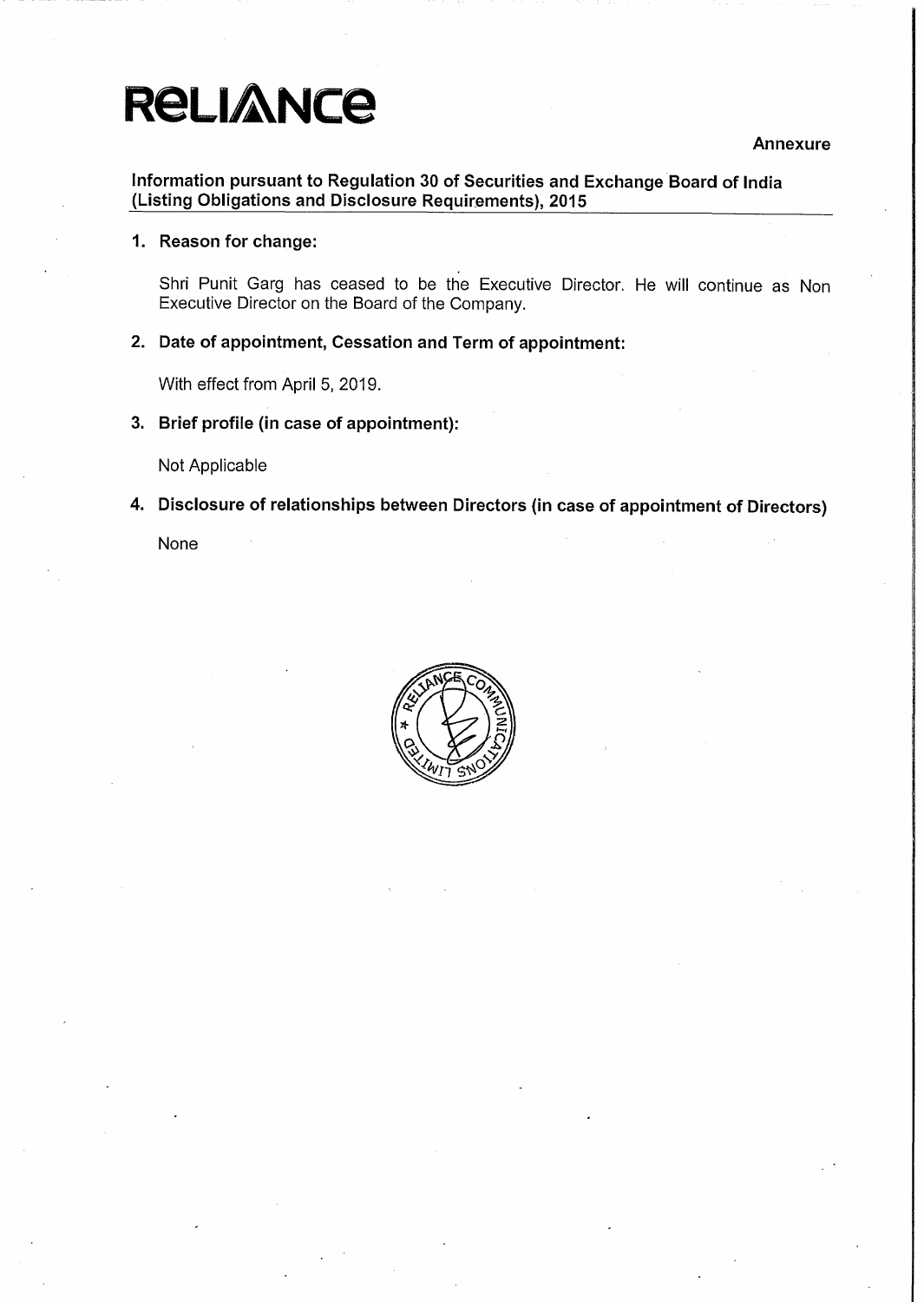# RELIANCE

**Annexure**

**Information pursuant to Regulation 30 of Securities and Exchange Board of India (Listing Obligations and Disclosure Requirements), 2015**

1. **Reason for change:**

   Shri Punit Garg has ceased to be the Executive Director. He will continue as Non Executive Director on the Board of the Company.

2. **Date of appointment, Cessation and Term of appointment:**

   With effect from April 5, 2019.

3. **Brief profile (in case of appointment):**

   Not Applicable

4. **Disclosure of relationships between Directors (in case of appointment of Directors)**

   None